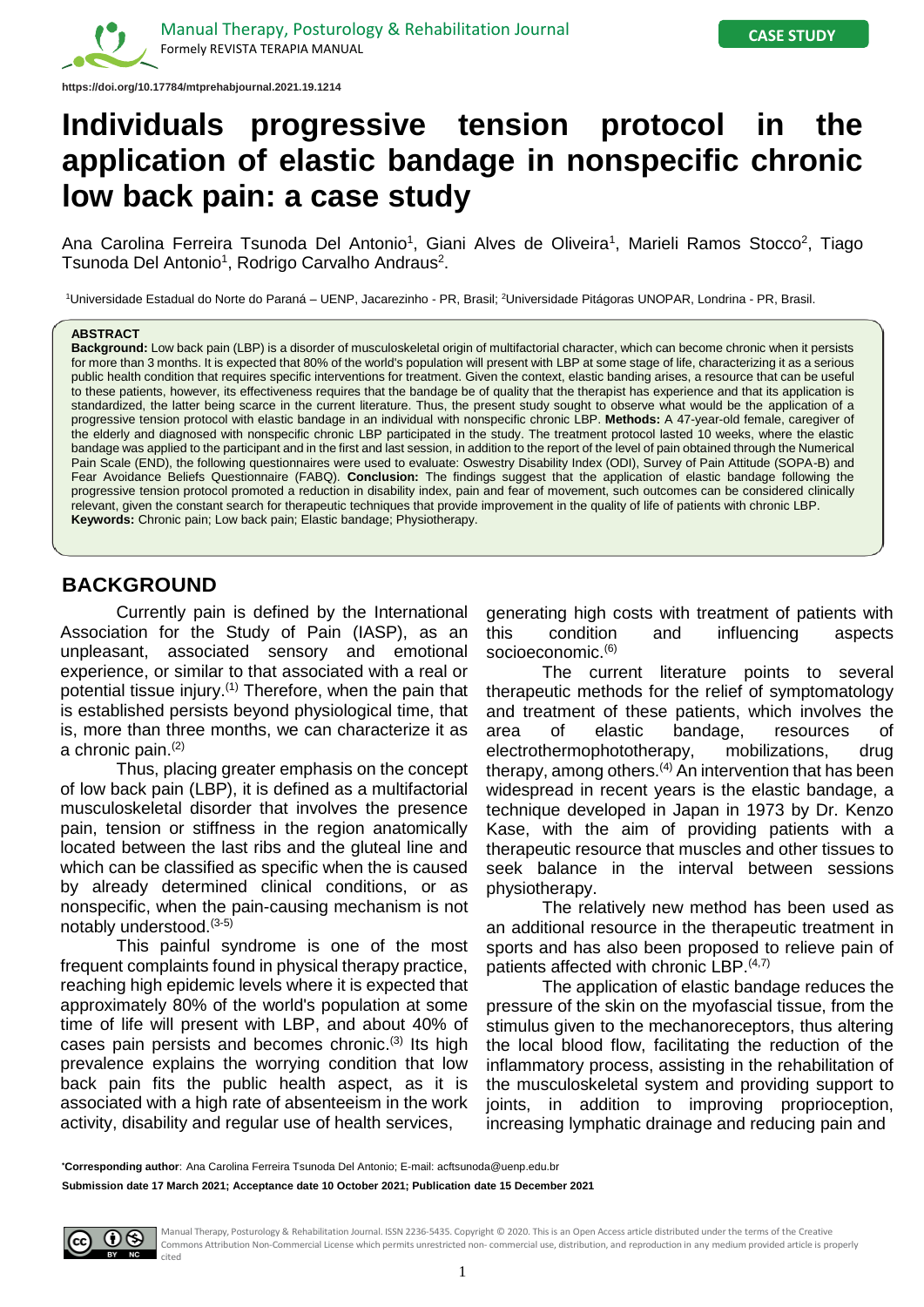https://doi.org/10.17784/mtprehabjournal.2021.19.1214

# Individuals progressive tension protocol in the application of elastic bandage in nonspecific chronic low back pain: a case study

Ana Carolina Ferreira Tsunoda Del Antonio[1], Giani Alves de Oliveira[1], Marieli Ramos Stocco[2], Tiago Tsunoda Del Antonio[1], Rodrigo Carvalho Andraus[2].

[1]Universidade Estadual do Norte do Paraná – UENP, Jacarezinho - PR, Brasil; [2]Universidade Pitágoras UNOPAR, Londrina - PR, Brasil.

**ABSTRACT**

**Background:** Low back pain (LBP) is a disorder of musculoskeletal origin of multifactorial character, which can become chronic when it persists for more than 3 months. It is expected that 80% of the world's population will present with LBP at some stage of life, characterizing it as a serious public health condition that requires specific interventions for treatment. Given the context, elastic banding arises, a resource that can be useful to these patients, however, its effectiveness requires that the bandage be of quality that the therapist has experience and that its application is standardized, the latter being scarce in the current literature. Thus, the present study sought to observe what would be the application of a progressive tension protocol with elastic bandage in an individual with nonspecific chronic LBP. **Methods:** A 47-year-old female, caregiver of the elderly and diagnosed with nonspecific chronic LBP participated in the study. The treatment protocol lasted 10 weeks, where the elastic bandage was applied to the participant and in the first and last session, in addition to the report of the level of pain obtained through the Numerical Pain Scale (END), the following questionnaires were used to evaluate: Oswestry Disability Index (ODI), Survey of Pain Attitude (SOPA-B) and Fear Avoidance Beliefs Questionnaire (FABQ). **Conclusion:** The findings suggest that the application of elastic bandage following the progressive tension protocol promoted a reduction in disability index, pain and fear of movement, such outcomes can be considered clinically relevant, given the constant search for therapeutic techniques that provide improvement in the quality of life of patients with chronic LBP.

**Keywords:** Chronic pain; Low back pain; Elastic bandage; Physiotherapy.

## BACKGROUND

Currently pain is defined by the International Association for the Study of Pain (IASP), as an unpleasant, associated sensory and emotional experience, or similar to that associated with a real or potential tissue injury.[1] Therefore, when the pain that is established persists beyond physiological time, that is, more than three months, we can characterize it as a chronic pain.[2]

Thus, placing greater emphasis on the concept of low back pain (LBP), it is defined as a multifactorial musculoskeletal disorder that involves the presence pain, tension or stiffness in the region anatomically located between the last ribs and the gluteal line and which can be classified as specific when the is caused by already determined clinical conditions, or as nonspecific, when the pain-causing mechanism is not notably understood.[3-5]

This painful syndrome is one of the most frequent complaints found in physical therapy practice, reaching high epidemic levels where it is expected that approximately 80% of the world's population at some time of life will present with LBP, and about 40% of cases pain persists and becomes chronic.[3] Its high prevalence explains the worrying condition that low back pain fits the public health aspect, as it is associated with a high rate of absenteeism in the work activity, disability and regular use of health services, generating high costs with treatment of patients with this condition and influencing aspects socioeconomic.[6]

The current literature points to several therapeutic methods for the relief of symptomatology and treatment of these patients, which involves the area of elastic bandage, resources of electrothermophototherapy, mobilizations, drug therapy, among others.[4] An intervention that has been widespread in recent years is the elastic bandage, a technique developed in Japan in 1973 by Dr. Kenzo Kase, with the aim of providing patients with a therapeutic resource that muscles and other tissues to seek balance in the interval between sessions physiotherapy.

The relatively new method has been used as an additional resource in the therapeutic treatment in sports and has also been proposed to relieve pain of patients affected with chronic LBP.[4,7]

The application of elastic bandage reduces the pressure of the skin on the myofascial tissue, from the stimulus given to the mechanoreceptors, thus altering the local blood flow, facilitating the reduction of the inflammatory process, assisting in the rehabilitation of the musculoskeletal system and providing support to joints, in addition to improving proprioception, increasing lymphatic drainage and reducing pain and

*Corresponding author: Ana Carolina Ferreira Tsunoda Del Antonio; E-mail: acftsunoda@uenp.edu.br

**Submission date 17 March 2021; Acceptance date 10 October 2021; Publication date 15 December 2021**

Manual Therapy, Posturology & Rehabilitation Journal. ISSN 2236-5435. Copyright © 2020. This is an Open Access article distributed under the terms of the Creative Commons Attribution Non-Commercial License which permits unrestricted non- commercial use, distribution, and reproduction in any medium provided article is properly cited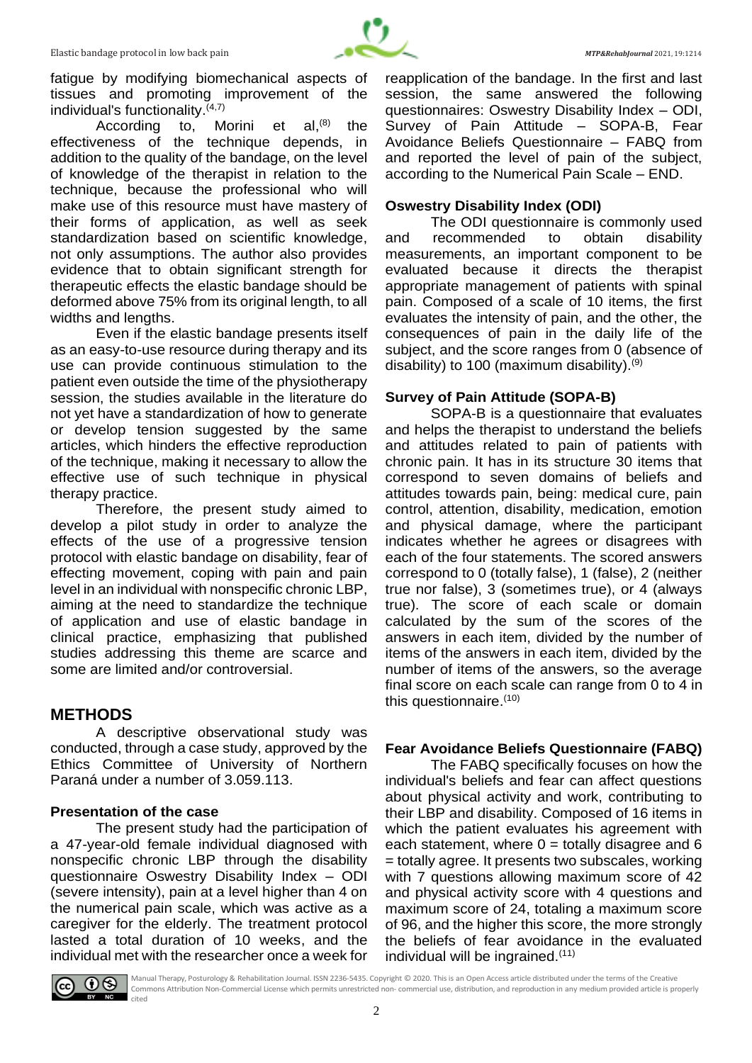fatigue by modifying biomechanical aspects of tissues and promoting improvement of the individual's functionality.[4,7]

According to, Morini et al,[8] the effectiveness of the technique depends, in addition to the quality of the bandage, on the level of knowledge of the therapist in relation to the technique, because the professional who will make use of this resource must have mastery of their forms of application, as well as seek standardization based on scientific knowledge, not only assumptions. The author also provides evidence that to obtain significant strength for therapeutic effects the elastic bandage should be deformed above 75% from its original length, to all widths and lengths.

Even if the elastic bandage presents itself as an easy-to-use resource during therapy and its use can provide continuous stimulation to the patient even outside the time of the physiotherapy session, the studies available in the literature do not yet have a standardization of how to generate or develop tension suggested by the same articles, which hinders the effective reproduction of the technique, making it necessary to allow the effective use of such technique in physical therapy practice.

Therefore, the present study aimed to develop a pilot study in order to analyze the effects of the use of a progressive tension protocol with elastic bandage on disability, fear of effecting movement, coping with pain and pain level in an individual with nonspecific chronic LBP, aiming at the need to standardize the technique of application and use of elastic bandage in clinical practice, emphasizing that published studies addressing this theme are scarce and some are limited and/or controversial.

## METHODS

A descriptive observational study was conducted, through a case study, approved by the Ethics Committee of University of Northern Paraná under a number of 3.059.113.

### Presentation of the case

The present study had the participation of a 47-year-old female individual diagnosed with nonspecific chronic LBP through the disability questionnaire Oswestry Disability Index – ODI (severe intensity), pain at a level higher than 4 on the numerical pain scale, which was active as a caregiver for the elderly. The treatment protocol lasted a total duration of 10 weeks, and the individual met with the researcher once a week for reapplication of the bandage. In the first and last session, the same answered the following questionnaires: Oswestry Disability Index – ODI, Survey of Pain Attitude – SOPA-B, Fear Avoidance Beliefs Questionnaire – FABQ from and reported the level of pain of the subject, according to the Numerical Pain Scale – END.

### Oswestry Disability Index (ODI)

The ODI questionnaire is commonly used and recommended to obtain disability measurements, an important component to be evaluated because it directs the therapist appropriate management of patients with spinal pain. Composed of a scale of 10 items, the first evaluates the intensity of pain, and the other, the consequences of pain in the daily life of the subject, and the score ranges from 0 (absence of disability) to 100 (maximum disability).[9]

### Survey of Pain Attitude (SOPA-B)

SOPA-B is a questionnaire that evaluates and helps the therapist to understand the beliefs and attitudes related to pain of patients with chronic pain. It has in its structure 30 items that correspond to seven domains of beliefs and attitudes towards pain, being: medical cure, pain control, attention, disability, medication, emotion and physical damage, where the participant indicates whether he agrees or disagrees with each of the four statements. The scored answers correspond to 0 (totally false), 1 (false), 2 (neither true nor false), 3 (sometimes true), or 4 (always true). The score of each scale or domain calculated by the sum of the scores of the answers in each item, divided by the number of items of the answers in each item, divided by the number of items of the answers, so the average final score on each scale can range from 0 to 4 in this questionnaire.[10]

### Fear Avoidance Beliefs Questionnaire (FABQ)

The FABQ specifically focuses on how the individual's beliefs and fear can affect questions about physical activity and work, contributing to their LBP and disability. Composed of 16 items in which the patient evaluates his agreement with each statement, where 0 = totally disagree and 6 = totally agree. It presents two subscales, working with 7 questions allowing maximum score of 42 and physical activity score with 4 questions and maximum score of 24, totaling a maximum score of 96, and the higher this score, the more strongly the beliefs of fear avoidance in the evaluated individual will be ingrained.[11]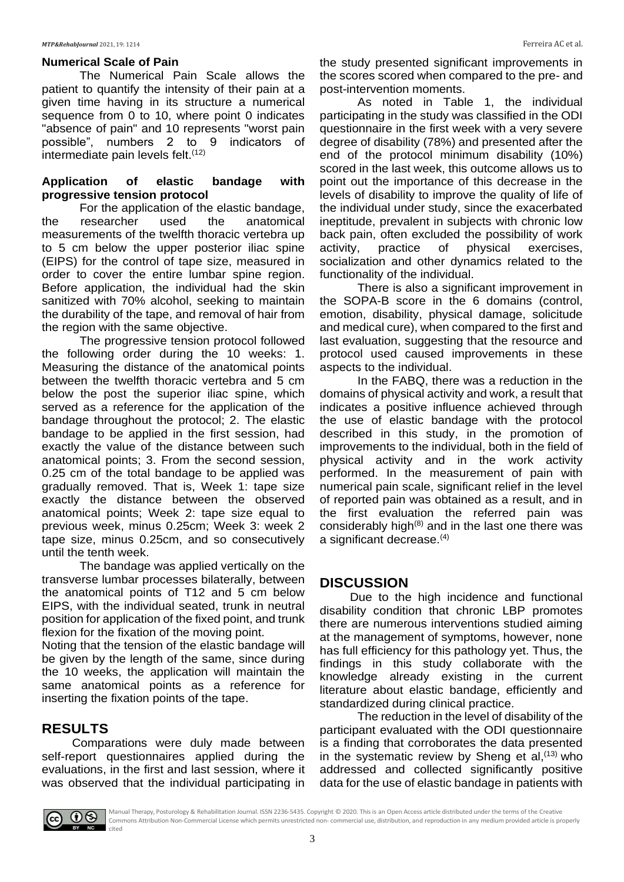**Numerical Scale of Pain**

The Numerical Pain Scale allows the patient to quantify the intensity of their pain at a given time having in its structure a numerical sequence from 0 to 10, where point 0 indicates "absence of pain" and 10 represents "worst pain possible", numbers 2 to 9 indicators of intermediate pain levels felt.[12]

**Application of elastic bandage with progressive tension protocol**

For the application of the elastic bandage, the researcher used the anatomical measurements of the twelfth thoracic vertebra up to 5 cm below the upper posterior iliac spine (EIPS) for the control of tape size, measured in order to cover the entire lumbar spine region. Before application, the individual had the skin sanitized with 70% alcohol, seeking to maintain the durability of the tape, and removal of hair from the region with the same objective.

The progressive tension protocol followed the following order during the 10 weeks: 1. Measuring the distance of the anatomical points between the twelfth thoracic vertebra and 5 cm below the post the superior iliac spine, which served as a reference for the application of the bandage throughout the protocol; 2. The elastic bandage to be applied in the first session, had exactly the value of the distance between such anatomical points; 3. From the second session, 0.25 cm of the total bandage to be applied was gradually removed. That is, Week 1: tape size exactly the distance between the observed anatomical points; Week 2: tape size equal to previous week, minus 0.25cm; Week 3: week 2 tape size, minus 0.25cm, and so consecutively until the tenth week.

The bandage was applied vertically on the transverse lumbar processes bilaterally, between the anatomical points of T12 and 5 cm below EIPS, with the individual seated, trunk in neutral position for application of the fixed point, and trunk flexion for the fixation of the moving point.

Noting that the tension of the elastic bandage will be given by the length of the same, since during the 10 weeks, the application will maintain the same anatomical points as a reference for inserting the fixation points of the tape.

## RESULTS

Comparations were duly made between self-report questionnaires applied during the evaluations, in the first and last session, where it was observed that the individual participating in the study presented significant improvements in the scores scored when compared to the pre- and post-intervention moments.

As noted in Table 1, the individual participating in the study was classified in the ODI questionnaire in the first week with a very severe degree of disability (78%) and presented after the end of the protocol minimum disability (10%) scored in the last week, this outcome allows us to point out the importance of this decrease in the levels of disability to improve the quality of life of the individual under study, since the exacerbated ineptitude, prevalent in subjects with chronic low back pain, often excluded the possibility of work activity, practice of physical exercises, socialization and other dynamics related to the functionality of the individual.

There is also a significant improvement in the SOPA-B score in the 6 domains (control, emotion, disability, physical damage, solicitude and medical cure), when compared to the first and last evaluation, suggesting that the resource and protocol used caused improvements in these aspects to the individual.

In the FABQ, there was a reduction in the domains of physical activity and work, a result that indicates a positive influence achieved through the use of elastic bandage with the protocol described in this study, in the promotion of improvements to the individual, both in the field of physical activity and in the work activity performed. In the measurement of pain with numerical pain scale, significant relief in the level of reported pain was obtained as a result, and in the first evaluation the referred pain was considerably high[8] and in the last one there was a significant decrease.[4]

## DISCUSSION

Due to the high incidence and functional disability condition that chronic LBP promotes there are numerous interventions studied aiming at the management of symptoms, however, none has full efficiency for this pathology yet. Thus, the findings in this study collaborate with the knowledge already existing in the current literature about elastic bandage, efficiently and standardized during clinical practice.

The reduction in the level of disability of the participant evaluated with the ODI questionnaire is a finding that corroborates the data presented in the systematic review by Sheng et al,[13] who addressed and collected significantly positive data for the use of elastic bandage in patients with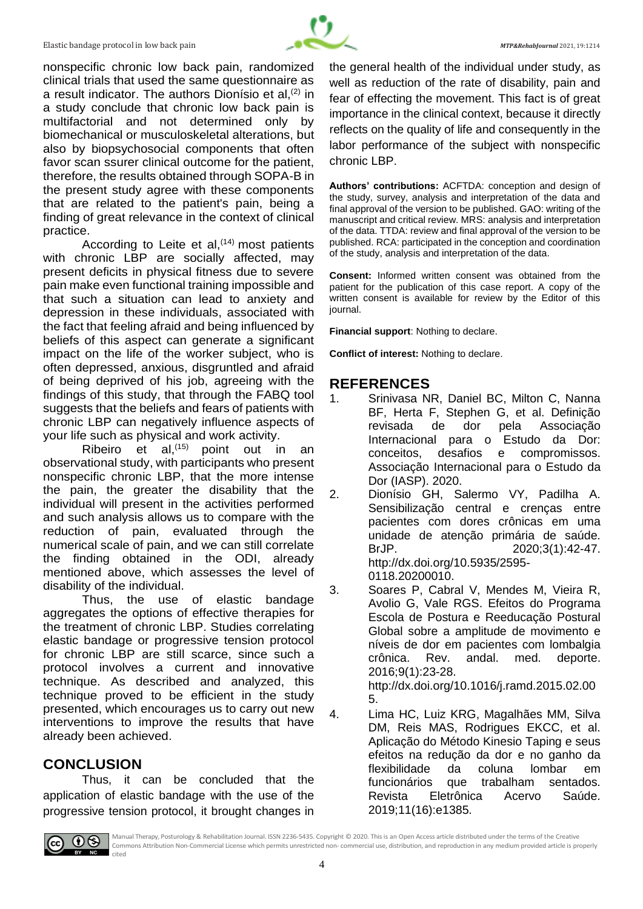nonspecific chronic low back pain, randomized clinical trials that used the same questionnaire as a result indicator. The authors Dionísio et al,[2] in a study conclude that chronic low back pain is multifactorial and not determined only by biomechanical or musculoskeletal alterations, but also by biopsychosocial components that often favor scan ssurer clinical outcome for the patient, therefore, the results obtained through SOPA-B in the present study agree with these components that are related to the patient's pain, being a finding of great relevance in the context of clinical practice.

According to Leite et al,[14] most patients with chronic LBP are socially affected, may present deficits in physical fitness due to severe pain make even functional training impossible and that such a situation can lead to anxiety and depression in these individuals, associated with the fact that feeling afraid and being influenced by beliefs of this aspect can generate a significant impact on the life of the worker subject, who is often depressed, anxious, disgruntled and afraid of being deprived of his job, agreeing with the findings of this study, that through the FABQ tool suggests that the beliefs and fears of patients with chronic LBP can negatively influence aspects of your life such as physical and work activity.

Ribeiro et al,[15] point out in an observational study, with participants who present nonspecific chronic LBP, that the more intense the pain, the greater the disability that the individual will present in the activities performed and such analysis allows us to compare with the reduction of pain, evaluated through the numerical scale of pain, and we can still correlate the finding obtained in the ODI, already mentioned above, which assesses the level of disability of the individual.

Thus, the use of elastic bandage aggregates the options of effective therapies for the treatment of chronic LBP. Studies correlating elastic bandage or progressive tension protocol for chronic LBP are still scarce, since such a protocol involves a current and innovative technique. As described and analyzed, this technique proved to be efficient in the study presented, which encourages us to carry out new interventions to improve the results that have already been achieved.

## CONCLUSION

Thus, it can be concluded that the application of elastic bandage with the use of the progressive tension protocol, it brought changes in the general health of the individual under study, as well as reduction of the rate of disability, pain and fear of effecting the movement. This fact is of great importance in the clinical context, because it directly reflects on the quality of life and consequently in the labor performance of the subject with nonspecific chronic LBP.

**Authors' contributions:** ACFTDA: conception and design of the study, survey, analysis and interpretation of the data and final approval of the version to be published. GAO: writing of the manuscript and critical review. MRS: analysis and interpretation of the data. TTDA: review and final approval of the version to be published. RCA: participated in the conception and coordination of the study, analysis and interpretation of the data.

**Consent:** Informed written consent was obtained from the patient for the publication of this case report. A copy of the written consent is available for review by the Editor of this journal.

**Financial support**: Nothing to declare.

**Conflict of interest:** Nothing to declare.

## REFERENCES

1. Srinivasa NR, Daniel BC, Milton C, Nanna BF, Herta F, Stephen G, et al. Definição revisada de dor pela Associação Internacional para o Estudo da Dor: conceitos, desafios e compromissos. Associação Internacional para o Estudo da Dor (IASP). 2020.
2. Dionísio GH, Salermo VY, Padilha A. Sensibilização central e crenças entre pacientes com dores crônicas em uma unidade de atenção primária de saúde. BrJP. 2020;3(1):42-47. http://dx.doi.org/10.5935/2595-0118.20200010.
3. Soares P, Cabral V, Mendes M, Vieira R, Avolio G, Vale RGS. Efeitos do Programa Escola de Postura e Reeducação Postural Global sobre a amplitude de movimento e níveis de dor em pacientes com lombalgia crônica. Rev. andal. med. deporte. 2016;9(1):23-28. http://dx.doi.org/10.1016/j.ramd.2015.02.005.
4. Lima HC, Luiz KRG, Magalhães MM, Silva DM, Reis MAS, Rodrigues EKCC, et al. Aplicação do Método Kinesio Taping e seus efeitos na redução da dor e no ganho da flexibilidade da coluna lombar em funcionários que trabalham sentados. Revista Eletrônica Acervo Saúde. 2019;11(16):e1385.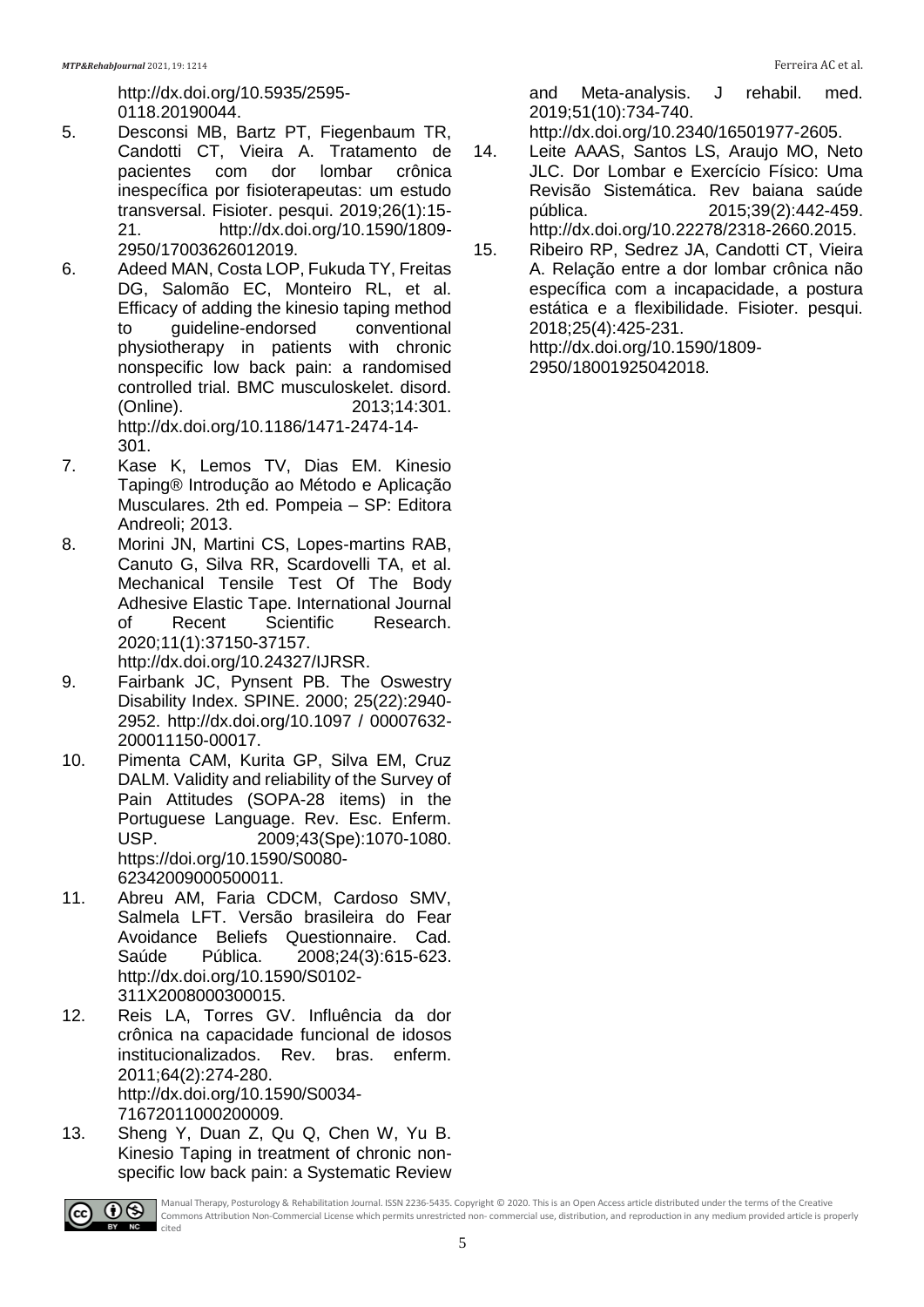http://dx.doi.org/10.5935/2595-0118.20190044.

5. Desconsi MB, Bartz PT, Fiegenbaum TR, Candotti CT, Vieira A. Tratamento de pacientes com dor lombar crônica inespecífica por fisioterapeutas: um estudo transversal. Fisioter. pesqui. 2019;26(1):15-21. http://dx.doi.org/10.1590/1809-2950/17003626012019.
6. Adeed MAN, Costa LOP, Fukuda TY, Freitas DG, Salomão EC, Monteiro RL, et al. Efficacy of adding the kinesio taping method to guideline-endorsed conventional physiotherapy in patients with chronic nonspecific low back pain: a randomised controlled trial. BMC musculoskelet. disord. (Online). 2013;14:301. http://dx.doi.org/10.1186/1471-2474-14-301.
7. Kase K, Lemos TV, Dias EM. Kinesio Taping® Introdução ao Método e Aplicação Musculares. 2th ed. Pompeia – SP: Editora Andreoli; 2013.
8. Morini JN, Martini CS, Lopes-martins RAB, Canuto G, Silva RR, Scardovelli TA, et al. Mechanical Tensile Test Of The Body Adhesive Elastic Tape. International Journal of Recent Scientific Research. 2020;11(1):37150-37157. http://dx.doi.org/10.24327/IJRSR.
9. Fairbank JC, Pynsent PB. The Oswestry Disability Index. SPINE. 2000; 25(22):2940-2952. http://dx.doi.org/10.1097 / 00007632-200011150-00017.
10. Pimenta CAM, Kurita GP, Silva EM, Cruz DALM. Validity and reliability of the Survey of Pain Attitudes (SOPA-28 items) in the Portuguese Language. Rev. Esc. Enferm. USP. 2009;43(Spe):1070-1080. https://doi.org/10.1590/S0080-62342009000500011.
11. Abreu AM, Faria CDCM, Cardoso SMV, Salmela LFT. Versão brasileira do Fear Avoidance Beliefs Questionnaire. Cad. Saúde Pública. 2008;24(3):615-623. http://dx.doi.org/10.1590/S0102-311X2008000300015.
12. Reis LA, Torres GV. Influência da dor crônica na capacidade funcional de idosos institucionalizados. Rev. bras. enferm. 2011;64(2):274-280. http://dx.doi.org/10.1590/S0034-71672011000200009.
13. Sheng Y, Duan Z, Qu Q, Chen W, Yu B. Kinesio Taping in treatment of chronic non-specific low back pain: a Systematic Review and Meta-analysis. J rehabil. med. 2019;51(10):734-740. http://dx.doi.org/10.2340/16501977-2605.
14. Leite AAAS, Santos LS, Araujo MO, Neto JLC. Dor Lombar e Exercício Físico: Uma Revisão Sistemática. Rev baiana saúde pública. 2015;39(2):442-459. http://dx.doi.org/10.22278/2318-2660.2015.
15. Ribeiro RP, Sedrez JA, Candotti CT, Vieira A. Relação entre a dor lombar crônica não específica com a incapacidade, a postura estática e a flexibilidade. Fisioter. pesqui. 2018;25(4):425-231. http://dx.doi.org/10.1590/1809-2950/18001925042018.